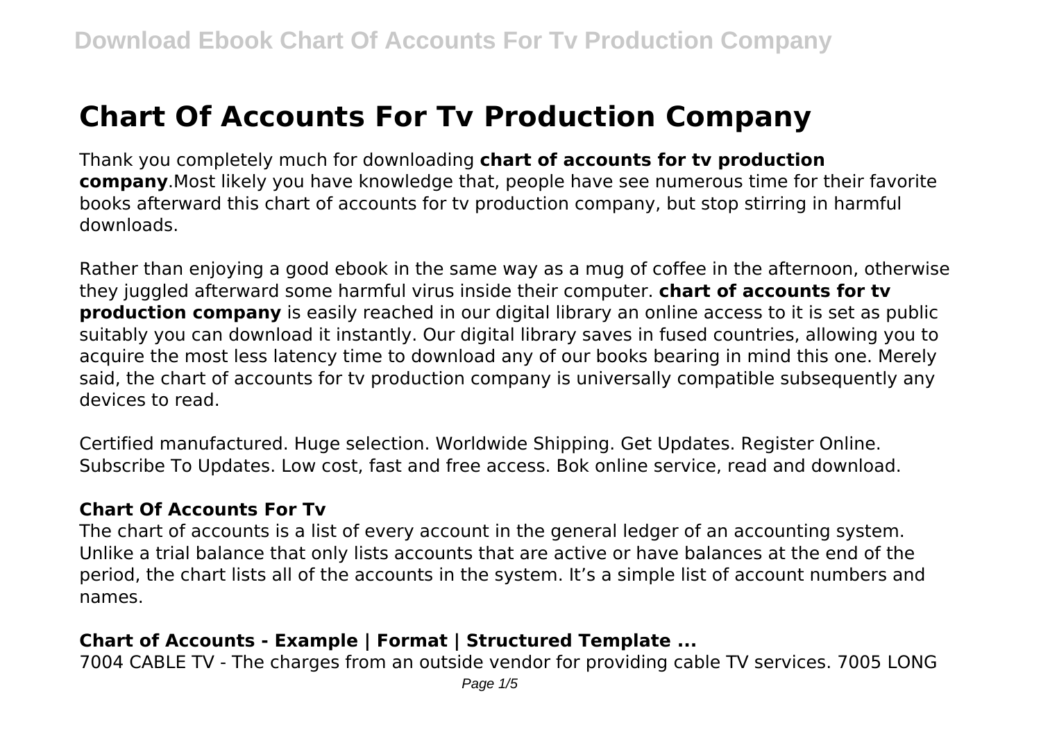# Chart Of Accounts For Tv Production Company

Thank you completely much for downloading **chart of accounts for tv production company**.Most likely you have knowledge that, people have see numerous time for their favorite books afterward this chart of accounts for tv production company, but stop stirring in harmful downloads.

Rather than enjoying a good ebook in the same way as a mug of coffee in the afternoon, otherwise they juggled afterward some harmful virus inside their computer. **chart of accounts for tv production company** is easily reached in our digital library an online access to it is set as public suitably you can download it instantly. Our digital library saves in fused countries, allowing you to acquire the most less latency time to download any of our books bearing in mind this one. Merely said, the chart of accounts for tv production company is universally compatible subsequently any devices to read.

Certified manufactured. Huge selection. Worldwide Shipping. Get Updates. Register Online. Subscribe To Updates. Low cost, fast and free access. Bok online service, read and download.

### Chart Of Accounts For Tv

The chart of accounts is a list of every account in the general ledger of an accounting system. Unlike a trial balance that only lists accounts that are active or have balances at the end of the period, the chart lists all of the accounts in the system. It's a simple list of account numbers and names.

### Chart of Accounts - Example | Format | Structured Template ...

7004 CABLE TV - The charges from an outside vendor for providing cable TV services. 7005 LONG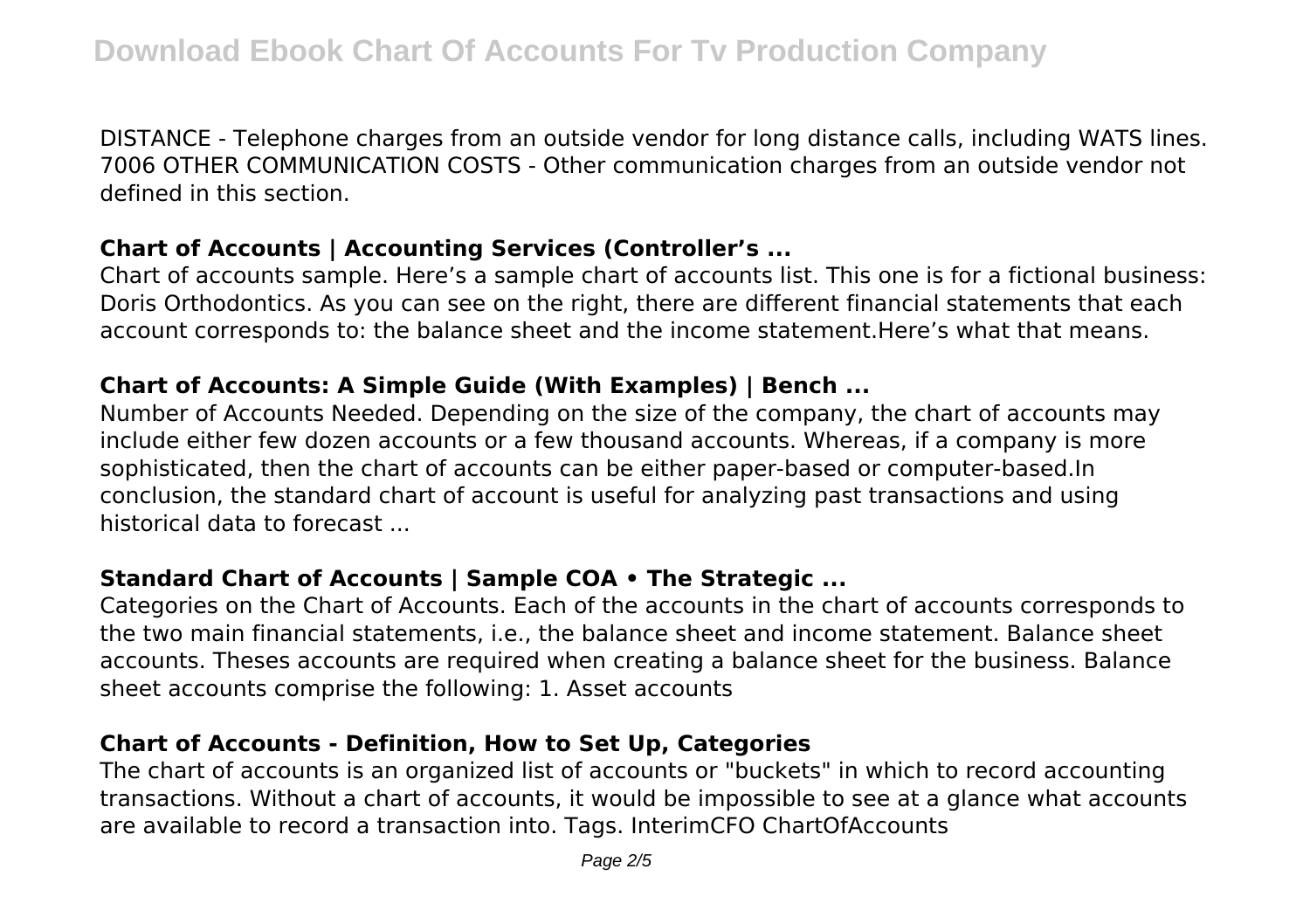DISTANCE - Telephone charges from an outside vendor for long distance calls, including WATS lines. 7006 OTHER COMMUNICATION COSTS - Other communication charges from an outside vendor not defined in this section.

### Chart of Accounts | Accounting Services (Controller's ...

Chart of accounts sample. Here's a sample chart of accounts list. This one is for a fictional business: Doris Orthodontics. As you can see on the right, there are different financial statements that each account corresponds to: the balance sheet and the income statement.Here's what that means.

### Chart of Accounts: A Simple Guide (With Examples) | Bench ...

Number of Accounts Needed. Depending on the size of the company, the chart of accounts may include either few dozen accounts or a few thousand accounts. Whereas, if a company is more sophisticated, then the chart of accounts can be either paper-based or computer-based.In conclusion, the standard chart of account is useful for analyzing past transactions and using historical data to forecast ...

### Standard Chart of Accounts | Sample COA • The Strategic ...

Categories on the Chart of Accounts. Each of the accounts in the chart of accounts corresponds to the two main financial statements, i.e., the balance sheet and income statement. Balance sheet accounts. Theses accounts are required when creating a balance sheet for the business. Balance sheet accounts comprise the following: 1. Asset accounts

### Chart of Accounts - Definition, How to Set Up, Categories

The chart of accounts is an organized list of accounts or "buckets" in which to record accounting transactions. Without a chart of accounts, it would be impossible to see at a glance what accounts are available to record a transaction into. Tags. InterimCFO ChartOfAccounts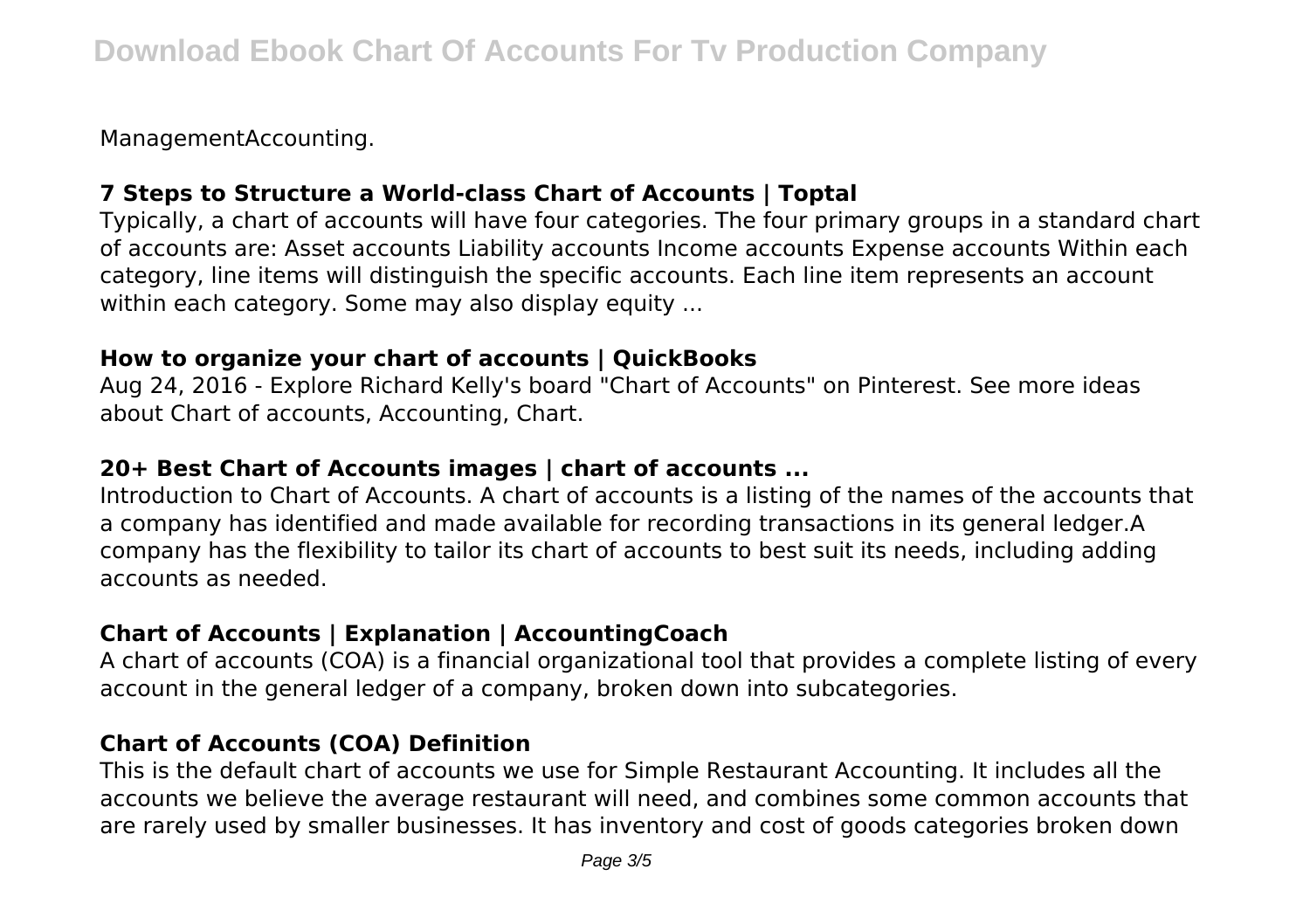ManagementAccounting.

### 7 Steps to Structure a World-class Chart of Accounts | Toptal

Typically, a chart of accounts will have four categories. The four primary groups in a standard chart of accounts are: Asset accounts Liability accounts Income accounts Expense accounts Within each category, line items will distinguish the specific accounts. Each line item represents an account within each category. Some may also display equity ...

### How to organize your chart of accounts | QuickBooks

Aug 24, 2016 - Explore Richard Kelly's board "Chart of Accounts" on Pinterest. See more ideas about Chart of accounts, Accounting, Chart.

### 20+ Best Chart of Accounts images | chart of accounts ...

Introduction to Chart of Accounts. A chart of accounts is a listing of the names of the accounts that a company has identified and made available for recording transactions in its general ledger.A company has the flexibility to tailor its chart of accounts to best suit its needs, including adding accounts as needed.

### Chart of Accounts | Explanation | AccountingCoach

A chart of accounts (COA) is a financial organizational tool that provides a complete listing of every account in the general ledger of a company, broken down into subcategories.

### Chart of Accounts (COA) Definition

This is the default chart of accounts we use for Simple Restaurant Accounting. It includes all the accounts we believe the average restaurant will need, and combines some common accounts that are rarely used by smaller businesses. It has inventory and cost of goods categories broken down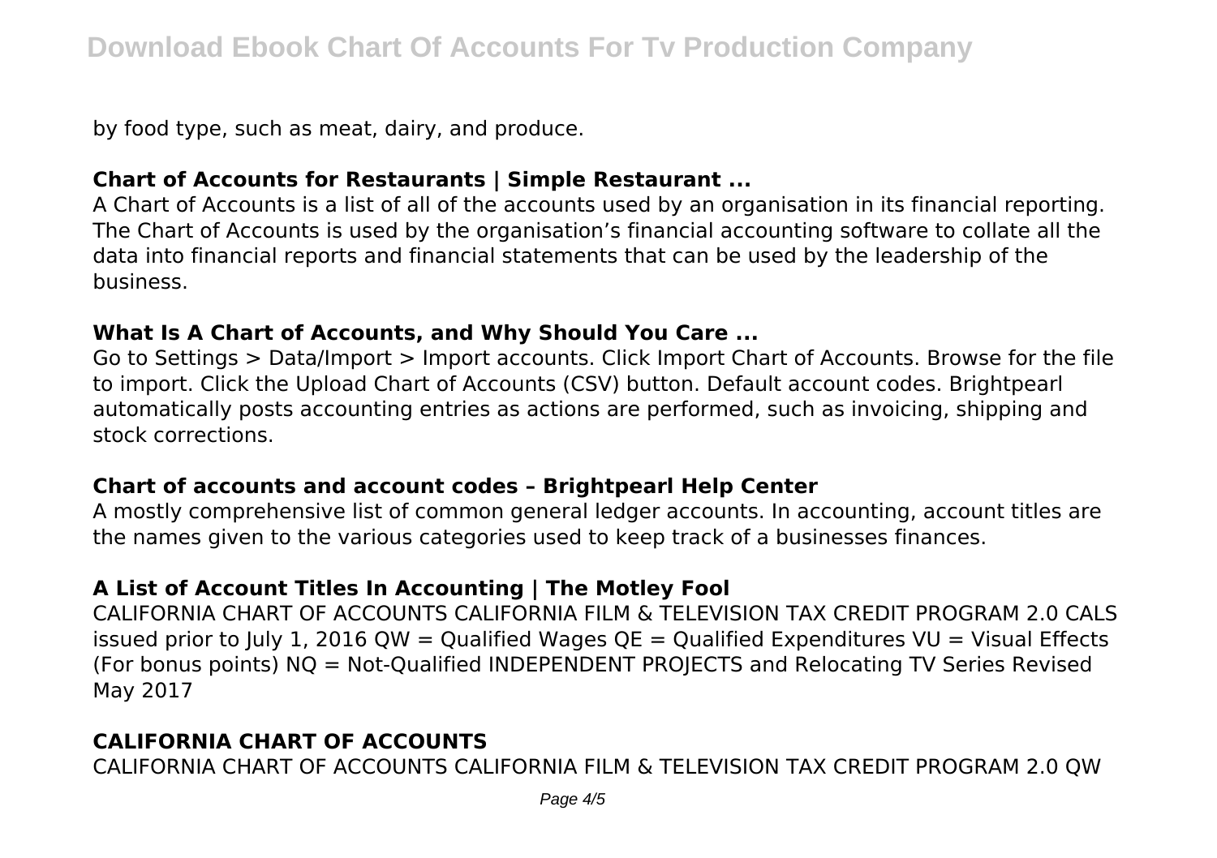by food type, such as meat, dairy, and produce.

**Chart of Accounts for Restaurants | Simple Restaurant ...**

A Chart of Accounts is a list of all of the accounts used by an organisation in its financial reporting. The Chart of Accounts is used by the organisation's financial accounting software to collate all the data into financial reports and financial statements that can be used by the leadership of the business.

**What Is A Chart of Accounts, and Why Should You Care ...**

Go to Settings > Data/Import > Import accounts. Click Import Chart of Accounts. Browse for the file to import. Click the Upload Chart of Accounts (CSV) button. Default account codes. Brightpearl automatically posts accounting entries as actions are performed, such as invoicing, shipping and stock corrections.

**Chart of accounts and account codes – Brightpearl Help Center**

A mostly comprehensive list of common general ledger accounts. In accounting, account titles are the names given to the various categories used to keep track of a businesses finances.

**A List of Account Titles In Accounting | The Motley Fool**

CALIFORNIA CHART OF ACCOUNTS CALIFORNIA FILM & TELEVISION TAX CREDIT PROGRAM 2.0 CALS issued prior to July 1, 2016 QW = Qualified Wages QE = Qualified Expenditures VU = Visual Effects (For bonus points) NQ = Not-Qualified INDEPENDENT PROJECTS and Relocating TV Series Revised May 2017

**CALIFORNIA CHART OF ACCOUNTS**

CALIFORNIA CHART OF ACCOUNTS CALIFORNIA FILM & TELEVISION TAX CREDIT PROGRAM 2.0 QW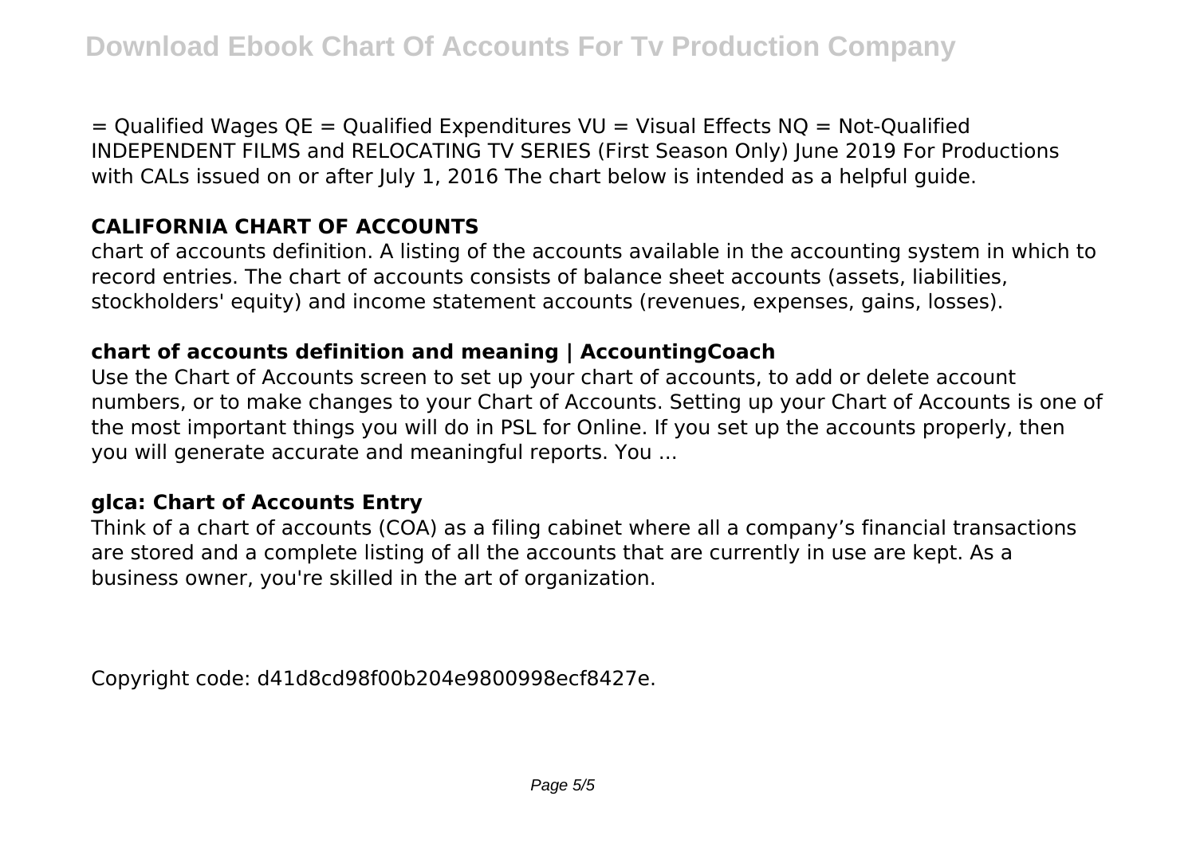= Qualified Wages QE = Qualified Expenditures VU = Visual Effects NQ = Not-Qualified INDEPENDENT FILMS and RELOCATING TV SERIES (First Season Only) June 2019 For Productions with CALs issued on or after July 1, 2016 The chart below is intended as a helpful guide.

### CALIFORNIA CHART OF ACCOUNTS

chart of accounts definition. A listing of the accounts available in the accounting system in which to record entries. The chart of accounts consists of balance sheet accounts (assets, liabilities, stockholders' equity) and income statement accounts (revenues, expenses, gains, losses).

### chart of accounts definition and meaning | AccountingCoach

Use the Chart of Accounts screen to set up your chart of accounts, to add or delete account numbers, or to make changes to your Chart of Accounts. Setting up your Chart of Accounts is one of the most important things you will do in PSL for Online. If you set up the accounts properly, then you will generate accurate and meaningful reports. You ...

### glca: Chart of Accounts Entry

Think of a chart of accounts (COA) as a filing cabinet where all a company's financial transactions are stored and a complete listing of all the accounts that are currently in use are kept. As a business owner, you're skilled in the art of organization.

Copyright code: d41d8cd98f00b204e9800998ecf8427e.